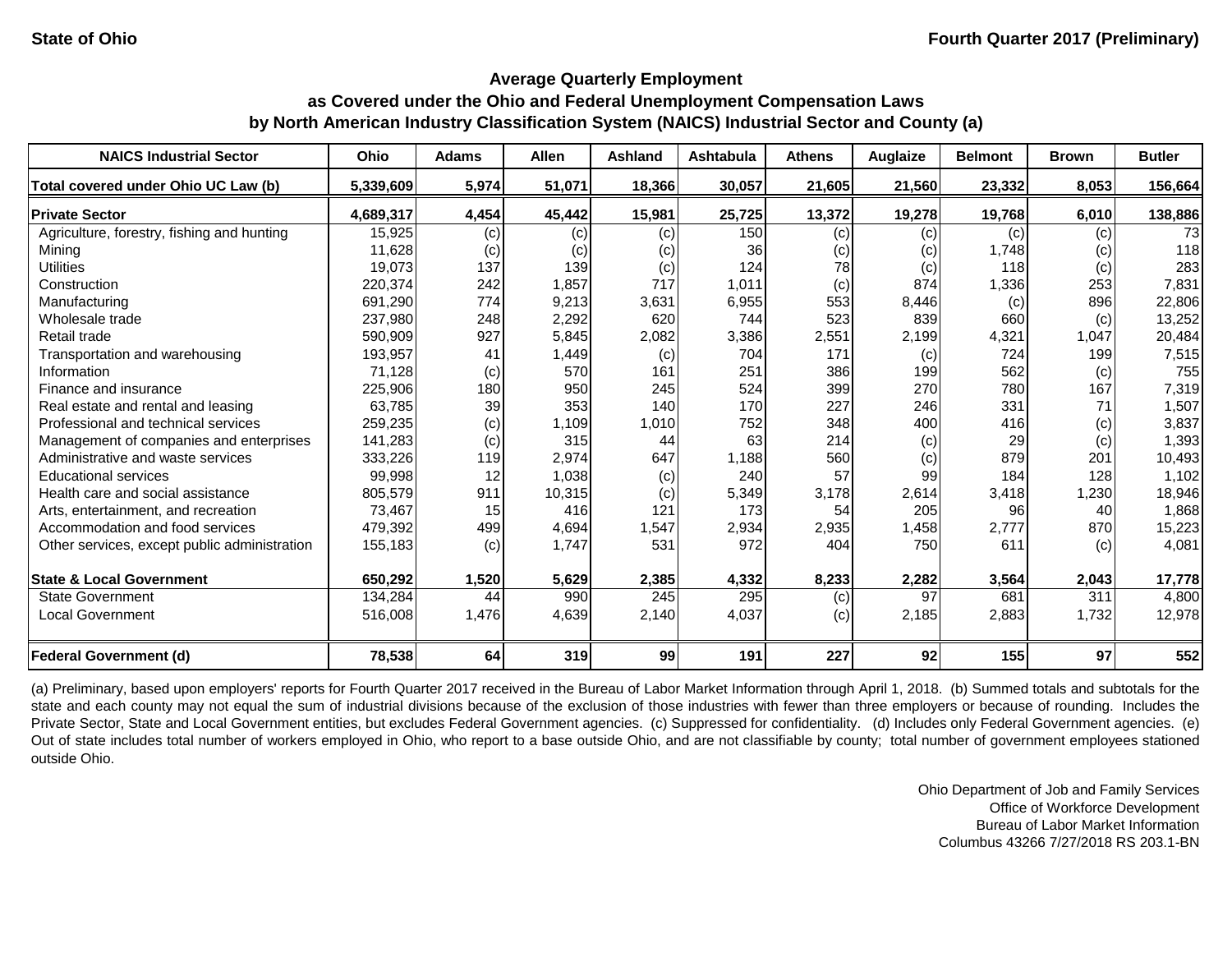State of Ohio

Fourth Quarter 2017 (Preliminary)

## Average Quarterly Employment
## as Covered under the Ohio and Federal Unemployment Compensation Laws
## by North American Industry Classification System (NAICS) Industrial Sector and County (a)

| NAICS Industrial Sector | Ohio | Adams | Allen | Ashland | Ashtabula | Athens | Auglaize | Belmont | Brown | Butler |
|---|---|---|---|---|---|---|---|---|---|---|
| **Total covered under Ohio UC Law (b)** | **5,339,609** | **5,974** | **51,071** | **18,366** | **30,057** | **21,605** | **21,560** | **23,332** | **8,053** | **156,664** |
| **Private Sector** | **4,689,317** | **4,454** | **45,442** | **15,981** | **25,725** | **13,372** | **19,278** | **19,768** | **6,010** | **138,886** |
| Agriculture, forestry, fishing and hunting | 15,925 | (c) | (c) | (c) | 150 | (c) | (c) | (c) | (c) | 73 |
| Mining | 11,628 | (c) | (c) | (c) | 36 | (c) | (c) | 1,748 | (c) | 118 |
| Utilities | 19,073 | 137 | 139 | (c) | 124 | 78 | (c) | 118 | (c) | 283 |
| Construction | 220,374 | 242 | 1,857 | 717 | 1,011 | (c) | 874 | 1,336 | 253 | 7,831 |
| Manufacturing | 691,290 | 774 | 9,213 | 3,631 | 6,955 | 553 | 8,446 | (c) | 896 | 22,806 |
| Wholesale trade | 237,980 | 248 | 2,292 | 620 | 744 | 523 | 839 | 660 | (c) | 13,252 |
| Retail trade | 590,909 | 927 | 5,845 | 2,082 | 3,386 | 2,551 | 2,199 | 4,321 | 1,047 | 20,484 |
| Transportation and warehousing | 193,957 | 41 | 1,449 | (c) | 704 | 171 | (c) | 724 | 199 | 7,515 |
| Information | 71,128 | (c) | 570 | 161 | 251 | 386 | 199 | 562 | (c) | 755 |
| Finance and insurance | 225,906 | 180 | 950 | 245 | 524 | 399 | 270 | 780 | 167 | 7,319 |
| Real estate and rental and leasing | 63,785 | 39 | 353 | 140 | 170 | 227 | 246 | 331 | 71 | 1,507 |
| Professional and technical services | 259,235 | (c) | 1,109 | 1,010 | 752 | 348 | 400 | 416 | (c) | 3,837 |
| Management of companies and enterprises | 141,283 | (c) | 315 | 44 | 63 | 214 | (c) | 29 | (c) | 1,393 |
| Administrative and waste services | 333,226 | 119 | 2,974 | 647 | 1,188 | 560 | (c) | 879 | 201 | 10,493 |
| Educational services | 99,998 | 12 | 1,038 | (c) | 240 | 57 | 99 | 184 | 128 | 1,102 |
| Health care and social assistance | 805,579 | 911 | 10,315 | (c) | 5,349 | 3,178 | 2,614 | 3,418 | 1,230 | 18,946 |
| Arts, entertainment, and recreation | 73,467 | 15 | 416 | 121 | 173 | 54 | 205 | 96 | 40 | 1,868 |
| Accommodation and food services | 479,392 | 499 | 4,694 | 1,547 | 2,934 | 2,935 | 1,458 | 2,777 | 870 | 15,223 |
| Other services, except public administration | 155,183 | (c) | 1,747 | 531 | 972 | 404 | 750 | 611 | (c) | 4,081 |
| **State & Local Government** | **650,292** | **1,520** | **5,629** | **2,385** | **4,332** | **8,233** | **2,282** | **3,564** | **2,043** | **17,778** |
| State Government | 134,284 | 44 | 990 | 245 | 295 | (c) | 97 | 681 | 311 | 4,800 |
| Local Government | 516,008 | 1,476 | 4,639 | 2,140 | 4,037 | (c) | 2,185 | 2,883 | 1,732 | 12,978 |
| **Federal Government (d)** | **78,538** | **64** | **319** | **99** | **191** | **227** | **92** | **155** | **97** | **552** |

(a) Preliminary, based upon employers' reports for Fourth Quarter 2017 received in the Bureau of Labor Market Information through April 1, 2018. (b) Summed totals and subtotals for the state and each county may not equal the sum of industrial divisions because of the exclusion of those industries with fewer than three employers or because of rounding. Includes the Private Sector, State and Local Government entities, but excludes Federal Government agencies. (c) Suppressed for confidentiality. (d) Includes only Federal Government agencies. (e) Out of state includes total number of workers employed in Ohio, who report to a base outside Ohio, and are not classifiable by county; total number of government employees stationed outside Ohio.

Ohio Department of Job and Family Services
Office of Workforce Development
Bureau of Labor Market Information
Columbus 43266 7/27/2018 RS 203.1-BN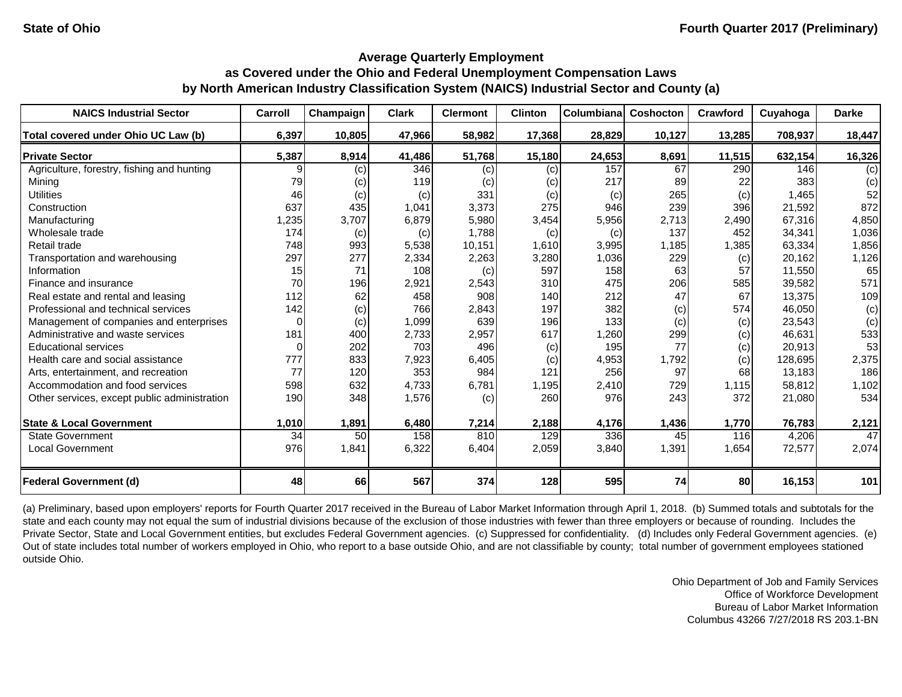State of Ohio

Fourth Quarter 2017 (Preliminary)

## Average Quarterly Employment as Covered under the Ohio and Federal Unemployment Compensation Laws by North American Industry Classification System (NAICS) Industrial Sector and County (a)

| NAICS Industrial Sector | Carroll | Champaign | Clark | Clermont | Clinton | Columbiana | Coshocton | Crawford | Cuyahoga | Darke |
|---|---|---|---|---|---|---|---|---|---|---|
| **Total covered under Ohio UC Law (b)** | **6,397** | **10,805** | **47,966** | **58,982** | **17,368** | **28,829** | **10,127** | **13,285** | **708,937** | **18,447** |
| **Private Sector** | **5,387** | **8,914** | **41,486** | **51,768** | **15,180** | **24,653** | **8,691** | **11,515** | **632,154** | **16,326** |
| Agriculture, forestry, fishing and hunting | 9 | (c) | 346 | (c) | (c) | 157 | 67 | 290 | 146 | (c) |
| Mining | 79 | (c) | 119 | (c) | (c) | 217 | 89 | 22 | 383 | (c) |
| Utilities | 46 | (c) | (c) | 331 | (c) | (c) | 265 | (c) | 1,465 | 52 |
| Construction | 637 | 435 | 1,041 | 3,373 | 275 | 946 | 239 | 396 | 21,592 | 872 |
| Manufacturing | 1,235 | 3,707 | 6,879 | 5,980 | 3,454 | 5,956 | 2,713 | 2,490 | 67,316 | 4,850 |
| Wholesale trade | 174 | (c) | (c) | 1,788 | (c) | (c) | 137 | 452 | 34,341 | 1,036 |
| Retail trade | 748 | 993 | 5,538 | 10,151 | 1,610 | 3,995 | 1,185 | 1,385 | 63,334 | 1,856 |
| Transportation and warehousing | 297 | 277 | 2,334 | 2,263 | 3,280 | 1,036 | 229 | (c) | 20,162 | 1,126 |
| Information | 15 | 71 | 108 | (c) | 597 | 158 | 63 | 57 | 11,550 | 65 |
| Finance and insurance | 70 | 196 | 2,921 | 2,543 | 310 | 475 | 206 | 585 | 39,582 | 571 |
| Real estate and rental and leasing | 112 | 62 | 458 | 908 | 140 | 212 | 47 | 67 | 13,375 | 109 |
| Professional and technical services | 142 | (c) | 766 | 2,843 | 197 | 382 | (c) | 574 | 46,050 | (c) |
| Management of companies and enterprises | 0 | (c) | 1,099 | 639 | 196 | 133 | (c) | (c) | 23,543 | (c) |
| Administrative and waste services | 181 | 400 | 2,733 | 2,957 | 617 | 1,260 | 299 | (c) | 46,631 | 533 |
| Educational services | 0 | 202 | 703 | 496 | (c) | 195 | 77 | (c) | 20,913 | 53 |
| Health care and social assistance | 777 | 833 | 7,923 | 6,405 | (c) | 4,953 | 1,792 | (c) | 128,695 | 2,375 |
| Arts, entertainment, and recreation | 77 | 120 | 353 | 984 | 121 | 256 | 97 | 68 | 13,183 | 186 |
| Accommodation and food services | 598 | 632 | 4,733 | 6,781 | 1,195 | 2,410 | 729 | 1,115 | 58,812 | 1,102 |
| Other services, except public administration | 190 | 348 | 1,576 | (c) | 260 | 976 | 243 | 372 | 21,080 | 534 |
| **State & Local Government** | **1,010** | **1,891** | **6,480** | **7,214** | **2,188** | **4,176** | **1,436** | **1,770** | **76,783** | **2,121** |
| State Government | 34 | 50 | 158 | 810 | 129 | 336 | 45 | 116 | 4,206 | 47 |
| Local Government | 976 | 1,841 | 6,322 | 6,404 | 2,059 | 3,840 | 1,391 | 1,654 | 72,577 | 2,074 |
| **Federal Government (d)** | **48** | **66** | **567** | **374** | **128** | **595** | **74** | **80** | **16,153** | **101** |

(a) Preliminary, based upon employers' reports for Fourth Quarter 2017 received in the Bureau of Labor Market Information through April 1, 2018. (b) Summed totals and subtotals for the state and each county may not equal the sum of industrial divisions because of the exclusion of those industries with fewer than three employers or because of rounding. Includes the Private Sector, State and Local Government entities, but excludes Federal Government agencies. (c) Suppressed for confidentiality. (d) Includes only Federal Government agencies. (e) Out of state includes total number of workers employed in Ohio, who report to a base outside Ohio, and are not classifiable by county; total number of government employees stationed outside Ohio.

Ohio Department of Job and Family Services
Office of Workforce Development
Bureau of Labor Market Information
Columbus 43266 7/27/2018 RS 203.1-BN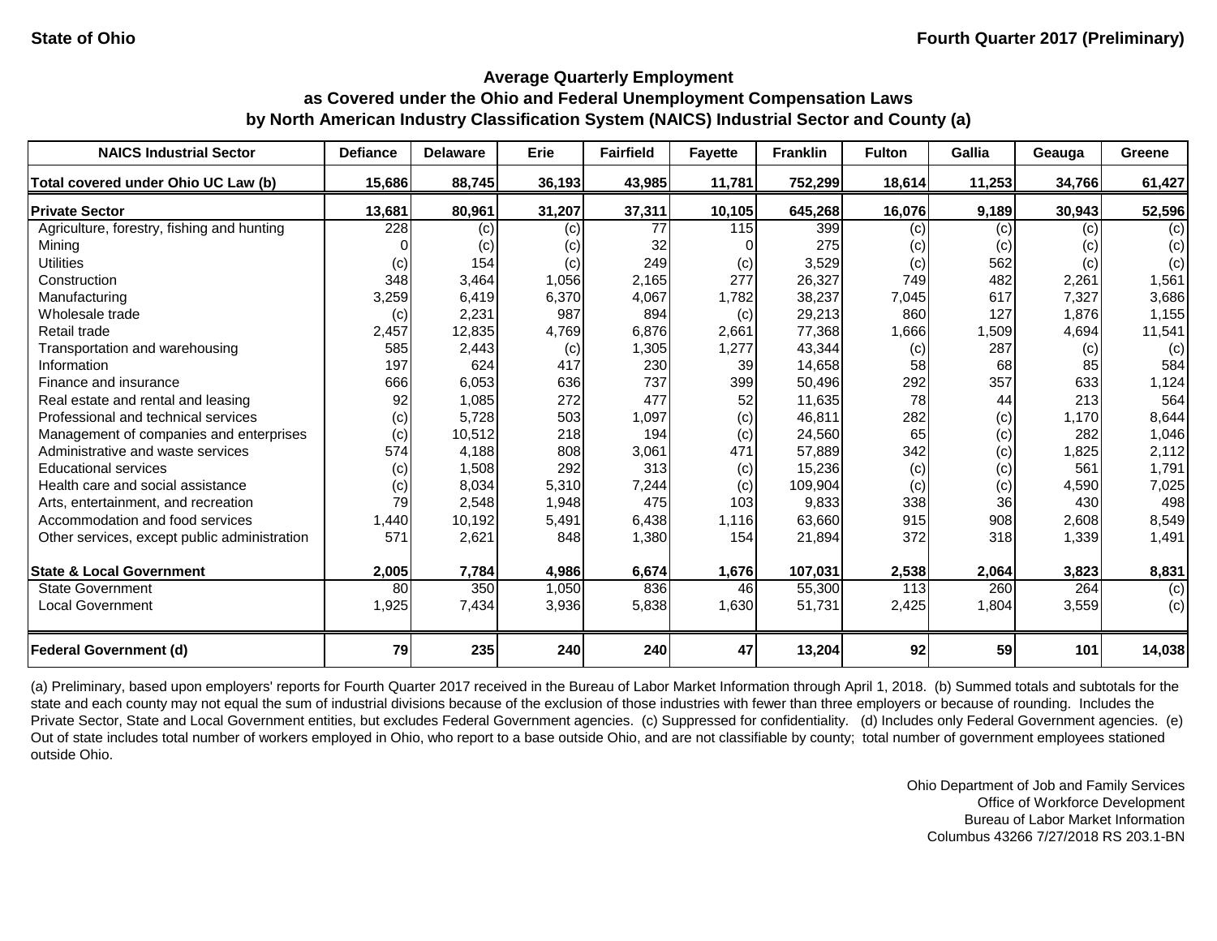State of Ohio

Fourth Quarter 2017 (Preliminary)

## Average Quarterly Employment as Covered under the Ohio and Federal Unemployment Compensation Laws by North American Industry Classification System (NAICS) Industrial Sector and County (a)

| NAICS Industrial Sector | Defiance | Delaware | Erie | Fairfield | Fayette | Franklin | Fulton | Gallia | Geauga | Greene |
|---|---|---|---|---|---|---|---|---|---|---|
| **Total covered under Ohio UC Law (b)** | **15,686** | **88,745** | **36,193** | **43,985** | **11,781** | **752,299** | **18,614** | **11,253** | **34,766** | **61,427** |
| **Private Sector** | **13,681** | **80,961** | **31,207** | **37,311** | **10,105** | **645,268** | **16,076** | **9,189** | **30,943** | **52,596** |
| Agriculture, forestry, fishing and hunting | 228 | (c) | (c) | 77 | 115 | 399 | (c) | (c) | (c) | (c) |
| Mining | 0 | (c) | (c) | 32 | 0 | 275 | (c) | (c) | (c) | (c) |
| Utilities | (c) | 154 | (c) | 249 | (c) | 3,529 | (c) | 562 | (c) | (c) |
| Construction | 348 | 3,464 | 1,056 | 2,165 | 277 | 26,327 | 749 | 482 | 2,261 | 1,561 |
| Manufacturing | 3,259 | 6,419 | 6,370 | 4,067 | 1,782 | 38,237 | 7,045 | 617 | 7,327 | 3,686 |
| Wholesale trade | (c) | 2,231 | 987 | 894 | (c) | 29,213 | 860 | 127 | 1,876 | 1,155 |
| Retail trade | 2,457 | 12,835 | 4,769 | 6,876 | 2,661 | 77,368 | 1,666 | 1,509 | 4,694 | 11,541 |
| Transportation and warehousing | 585 | 2,443 | (c) | 1,305 | 1,277 | 43,344 | (c) | 287 | (c) | (c) |
| Information | 197 | 624 | 417 | 230 | 39 | 14,658 | 58 | 68 | 85 | 584 |
| Finance and insurance | 666 | 6,053 | 636 | 737 | 399 | 50,496 | 292 | 357 | 633 | 1,124 |
| Real estate and rental and leasing | 92 | 1,085 | 272 | 477 | 52 | 11,635 | 78 | 44 | 213 | 564 |
| Professional and technical services | (c) | 5,728 | 503 | 1,097 | (c) | 46,811 | 282 | (c) | 1,170 | 8,644 |
| Management of companies and enterprises | (c) | 10,512 | 218 | 194 | (c) | 24,560 | 65 | (c) | 282 | 1,046 |
| Administrative and waste services | 574 | 4,188 | 808 | 3,061 | 471 | 57,889 | 342 | (c) | 1,825 | 2,112 |
| Educational services | (c) | 1,508 | 292 | 313 | (c) | 15,236 | (c) | (c) | 561 | 1,791 |
| Health care and social assistance | (c) | 8,034 | 5,310 | 7,244 | (c) | 109,904 | (c) | (c) | 4,590 | 7,025 |
| Arts, entertainment, and recreation | 79 | 2,548 | 1,948 | 475 | 103 | 9,833 | 338 | 36 | 430 | 498 |
| Accommodation and food services | 1,440 | 10,192 | 5,491 | 6,438 | 1,116 | 63,660 | 915 | 908 | 2,608 | 8,549 |
| Other services, except public administration | 571 | 2,621 | 848 | 1,380 | 154 | 21,894 | 372 | 318 | 1,339 | 1,491 |
| **State & Local Government** | **2,005** | **7,784** | **4,986** | **6,674** | **1,676** | **107,031** | **2,538** | **2,064** | **3,823** | **8,831** |
| State Government | 80 | 350 | 1,050 | 836 | 46 | 55,300 | 113 | 260 | 264 | (c) |
| Local Government | 1,925 | 7,434 | 3,936 | 5,838 | 1,630 | 51,731 | 2,425 | 1,804 | 3,559 | (c) |
| **Federal Government (d)** | **79** | **235** | **240** | **240** | **47** | **13,204** | **92** | **59** | **101** | **14,038** |

(a) Preliminary, based upon employers' reports for Fourth Quarter 2017 received in the Bureau of Labor Market Information through April 1, 2018. (b) Summed totals and subtotals for the state and each county may not equal the sum of industrial divisions because of the exclusion of those industries with fewer than three employers or because of rounding. Includes the Private Sector, State and Local Government entities, but excludes Federal Government agencies. (c) Suppressed for confidentiality. (d) Includes only Federal Government agencies. (e) Out of state includes total number of workers employed in Ohio, who report to a base outside Ohio, and are not classifiable by county; total number of government employees stationed outside Ohio.

Ohio Department of Job and Family Services
Office of Workforce Development
Bureau of Labor Market Information
Columbus 43266 7/27/2018 RS 203.1-BN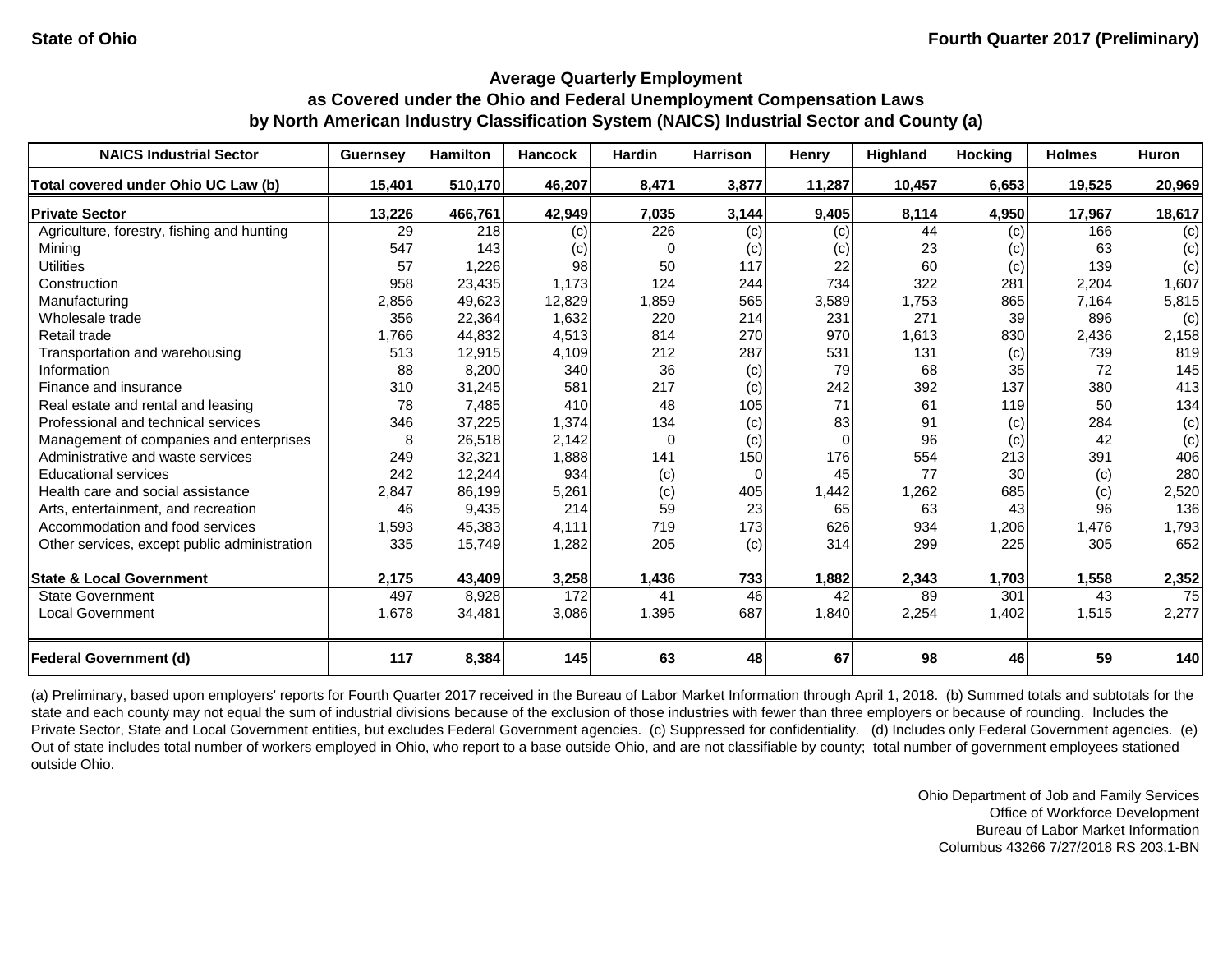**State of Ohio** **Fourth Quarter 2017 (Preliminary)**

## Average Quarterly Employment as Covered under the Ohio and Federal Unemployment Compensation Laws by North American Industry Classification System (NAICS) Industrial Sector and County (a)

| NAICS Industrial Sector | Guernsey | Hamilton | Hancock | Hardin | Harrison | Henry | Highland | Hocking | Holmes | Huron |
|---|---|---|---|---|---|---|---|---|---|---|
| **Total covered under Ohio UC Law (b)** | **15,401** | **510,170** | **46,207** | **8,471** | **3,877** | **11,287** | **10,457** | **6,653** | **19,525** | **20,969** |
| **Private Sector** | **13,226** | **466,761** | **42,949** | **7,035** | **3,144** | **9,405** | **8,114** | **4,950** | **17,967** | **18,617** |
| Agriculture, forestry, fishing and hunting | 29 | 218 | (c) | 226 | (c) | (c) | 44 | (c) | 166 | (c) |
| Mining | 547 | 143 | (c) | 0 | (c) | (c) | 23 | (c) | 63 | (c) |
| Utilities | 57 | 1,226 | 98 | 50 | 117 | 22 | 60 | (c) | 139 | (c) |
| Construction | 958 | 23,435 | 1,173 | 124 | 244 | 734 | 322 | 281 | 2,204 | 1,607 |
| Manufacturing | 2,856 | 49,623 | 12,829 | 1,859 | 565 | 3,589 | 1,753 | 865 | 7,164 | 5,815 |
| Wholesale trade | 356 | 22,364 | 1,632 | 220 | 214 | 231 | 271 | 39 | 896 | (c) |
| Retail trade | 1,766 | 44,832 | 4,513 | 814 | 270 | 970 | 1,613 | 830 | 2,436 | 2,158 |
| Transportation and warehousing | 513 | 12,915 | 4,109 | 212 | 287 | 531 | 131 | (c) | 739 | 819 |
| Information | 88 | 8,200 | 340 | 36 | (c) | 79 | 68 | 35 | 72 | 145 |
| Finance and insurance | 310 | 31,245 | 581 | 217 | (c) | 242 | 392 | 137 | 380 | 413 |
| Real estate and rental and leasing | 78 | 7,485 | 410 | 48 | 105 | 71 | 61 | 119 | 50 | 134 |
| Professional and technical services | 346 | 37,225 | 1,374 | 134 | (c) | 83 | 91 | (c) | 284 | (c) |
| Management of companies and enterprises | 8 | 26,518 | 2,142 | 0 | (c) | 0 | 96 | (c) | 42 | (c) |
| Administrative and waste services | 249 | 32,321 | 1,888 | 141 | 150 | 176 | 554 | 213 | 391 | 406 |
| Educational services | 242 | 12,244 | 934 | (c) | 0 | 45 | 77 | 30 | (c) | 280 |
| Health care and social assistance | 2,847 | 86,199 | 5,261 | (c) | 405 | 1,442 | 1,262 | 685 | (c) | 2,520 |
| Arts, entertainment, and recreation | 46 | 9,435 | 214 | 59 | 23 | 65 | 63 | 43 | 96 | 136 |
| Accommodation and food services | 1,593 | 45,383 | 4,111 | 719 | 173 | 626 | 934 | 1,206 | 1,476 | 1,793 |
| Other services, except public administration | 335 | 15,749 | 1,282 | 205 | (c) | 314 | 299 | 225 | 305 | 652 |
| **State & Local Government** | **2,175** | **43,409** | **3,258** | **1,436** | **733** | **1,882** | **2,343** | **1,703** | **1,558** | **2,352** |
| State Government | 497 | 8,928 | 172 | 41 | 46 | 42 | 89 | 301 | 43 | 75 |
| Local Government | 1,678 | 34,481 | 3,086 | 1,395 | 687 | 1,840 | 2,254 | 1,402 | 1,515 | 2,277 |
| **Federal Government (d)** | **117** | **8,384** | **145** | **63** | **48** | **67** | **98** | **46** | **59** | **140** |

(a) Preliminary, based upon employers' reports for Fourth Quarter 2017 received in the Bureau of Labor Market Information through April 1, 2018. (b) Summed totals and subtotals for the state and each county may not equal the sum of industrial divisions because of the exclusion of those industries with fewer than three employers or because of rounding. Includes the Private Sector, State and Local Government entities, but excludes Federal Government agencies. (c) Suppressed for confidentiality. (d) Includes only Federal Government agencies. (e) Out of state includes total number of workers employed in Ohio, who report to a base outside Ohio, and are not classifiable by county; total number of government employees stationed outside Ohio.

Ohio Department of Job and Family Services
Office of Workforce Development
Bureau of Labor Market Information
Columbus 43266 7/27/2018 RS 203.1-BN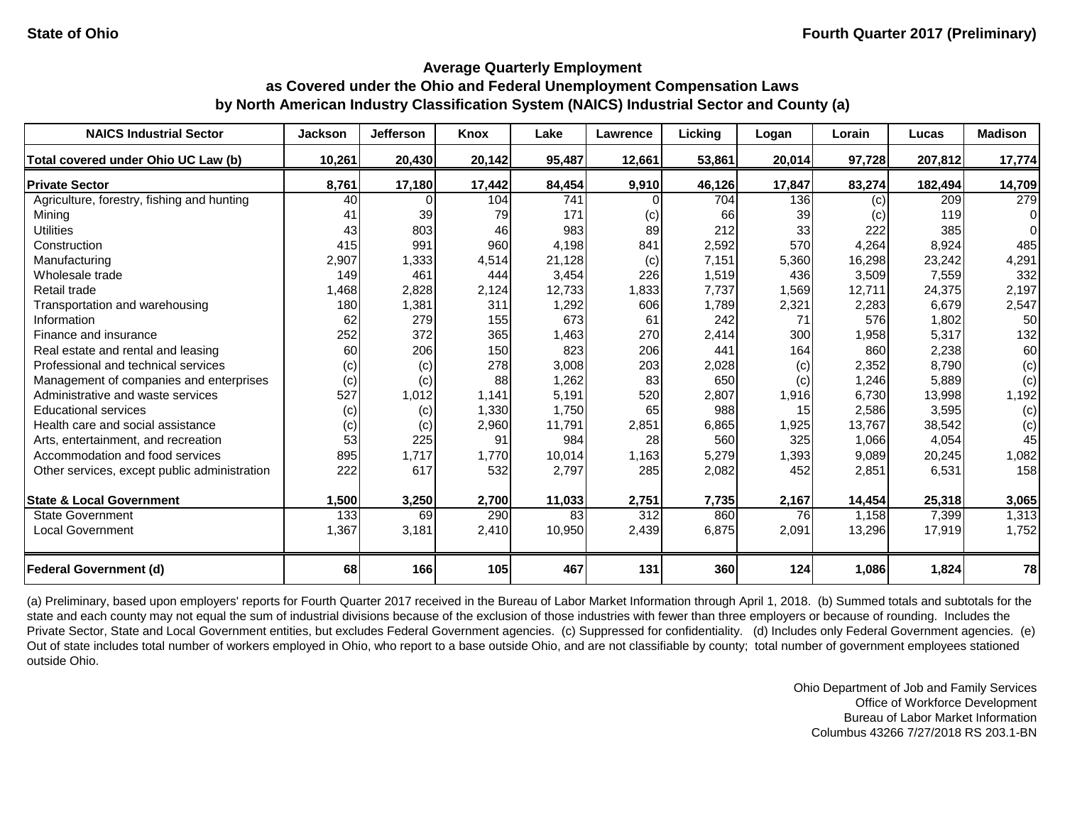State of Ohio — Fourth Quarter 2017 (Preliminary)

## Average Quarterly Employment as Covered under the Ohio and Federal Unemployment Compensation Laws by North American Industry Classification System (NAICS) Industrial Sector and County (a)

| NAICS Industrial Sector | Jackson | Jefferson | Knox | Lake | Lawrence | Licking | Logan | Lorain | Lucas | Madison |
|---|---|---|---|---|---|---|---|---|---|---|
| **Total covered under Ohio UC Law (b)** | **10,261** | **20,430** | **20,142** | **95,487** | **12,661** | **53,861** | **20,014** | **97,728** | **207,812** | **17,774** |
| **Private Sector** | **8,761** | **17,180** | **17,442** | **84,454** | **9,910** | **46,126** | **17,847** | **83,274** | **182,494** | **14,709** |
| Agriculture, forestry, fishing and hunting | 40 | 0 | 104 | 741 | 0 | 704 | 136 | (c) | 209 | 279 |
| Mining | 41 | 39 | 79 | 171 | (c) | 66 | 39 | (c) | 119 | 0 |
| Utilities | 43 | 803 | 46 | 983 | 89 | 212 | 33 | 222 | 385 | 0 |
| Construction | 415 | 991 | 960 | 4,198 | 841 | 2,592 | 570 | 4,264 | 8,924 | 485 |
| Manufacturing | 2,907 | 1,333 | 4,514 | 21,128 | (c) | 7,151 | 5,360 | 16,298 | 23,242 | 4,291 |
| Wholesale trade | 149 | 461 | 444 | 3,454 | 226 | 1,519 | 436 | 3,509 | 7,559 | 332 |
| Retail trade | 1,468 | 2,828 | 2,124 | 12,733 | 1,833 | 7,737 | 1,569 | 12,711 | 24,375 | 2,197 |
| Transportation and warehousing | 180 | 1,381 | 311 | 1,292 | 606 | 1,789 | 2,321 | 2,283 | 6,679 | 2,547 |
| Information | 62 | 279 | 155 | 673 | 61 | 242 | 71 | 576 | 1,802 | 50 |
| Finance and insurance | 252 | 372 | 365 | 1,463 | 270 | 2,414 | 300 | 1,958 | 5,317 | 132 |
| Real estate and rental and leasing | 60 | 206 | 150 | 823 | 206 | 441 | 164 | 860 | 2,238 | 60 |
| Professional and technical services | (c) | (c) | 278 | 3,008 | 203 | 2,028 | (c) | 2,352 | 8,790 | (c) |
| Management of companies and enterprises | (c) | (c) | 88 | 1,262 | 83 | 650 | (c) | 1,246 | 5,889 | (c) |
| Administrative and waste services | 527 | 1,012 | 1,141 | 5,191 | 520 | 2,807 | 1,916 | 6,730 | 13,998 | 1,192 |
| Educational services | (c) | (c) | 1,330 | 1,750 | 65 | 988 | 15 | 2,586 | 3,595 | (c) |
| Health care and social assistance | (c) | (c) | 2,960 | 11,791 | 2,851 | 6,865 | 1,925 | 13,767 | 38,542 | (c) |
| Arts, entertainment, and recreation | 53 | 225 | 91 | 984 | 28 | 560 | 325 | 1,066 | 4,054 | 45 |
| Accommodation and food services | 895 | 1,717 | 1,770 | 10,014 | 1,163 | 5,279 | 1,393 | 9,089 | 20,245 | 1,082 |
| Other services, except public administration | 222 | 617 | 532 | 2,797 | 285 | 2,082 | 452 | 2,851 | 6,531 | 158 |
| **State & Local Government** | **1,500** | **3,250** | **2,700** | **11,033** | **2,751** | **7,735** | **2,167** | **14,454** | **25,318** | **3,065** |
| State Government | 133 | 69 | 290 | 83 | 312 | 860 | 76 | 1,158 | 7,399 | 1,313 |
| Local Government | 1,367 | 3,181 | 2,410 | 10,950 | 2,439 | 6,875 | 2,091 | 13,296 | 17,919 | 1,752 |
| **Federal Government (d)** | **68** | **166** | **105** | **467** | **131** | **360** | **124** | **1,086** | **1,824** | **78** |

(a) Preliminary, based upon employers' reports for Fourth Quarter 2017 received in the Bureau of Labor Market Information through April 1, 2018. (b) Summed totals and subtotals for the state and each county may not equal the sum of industrial divisions because of the exclusion of those industries with fewer than three employers or because of rounding. Includes the Private Sector, State and Local Government entities, but excludes Federal Government agencies. (c) Suppressed for confidentiality. (d) Includes only Federal Government agencies. (e) Out of state includes total number of workers employed in Ohio, who report to a base outside Ohio, and are not classifiable by county; total number of government employees stationed outside Ohio.

Ohio Department of Job and Family Services
Office of Workforce Development
Bureau of Labor Market Information
Columbus 43266 7/27/2018 RS 203.1-BN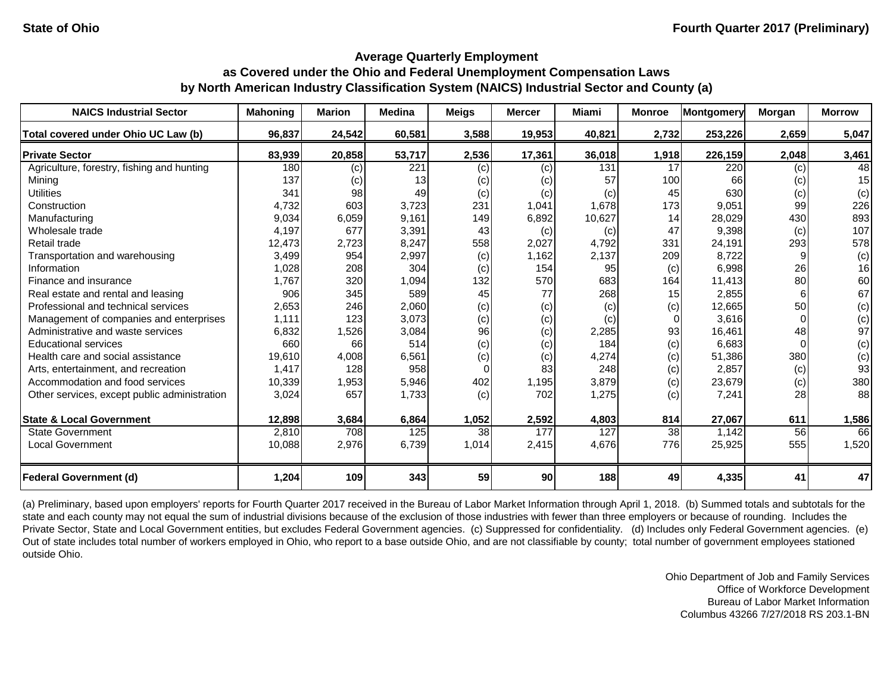State of Ohio

Fourth Quarter 2017 (Preliminary)

## Average Quarterly Employment as Covered under the Ohio and Federal Unemployment Compensation Laws by North American Industry Classification System (NAICS) Industrial Sector and County (a)

| NAICS Industrial Sector | Mahoning | Marion | Medina | Meigs | Mercer | Miami | Monroe | Montgomery | Morgan | Morrow |
|---|---|---|---|---|---|---|---|---|---|---|
| **Total covered under Ohio UC Law (b)** | **96,837** | **24,542** | **60,581** | **3,588** | **19,953** | **40,821** | **2,732** | **253,226** | **2,659** | **5,047** |
| **Private Sector** | **83,939** | **20,858** | **53,717** | **2,536** | **17,361** | **36,018** | **1,918** | **226,159** | **2,048** | **3,461** |
| Agriculture, forestry, fishing and hunting | 180 | (c) | 221 | (c) | (c) | 131 | 17 | 220 | (c) | 48 |
| Mining | 137 | (c) | 13 | (c) | (c) | 57 | 100 | 66 | (c) | 15 |
| Utilities | 341 | 98 | 49 | (c) | (c) | (c) | 45 | 630 | (c) | (c) |
| Construction | 4,732 | 603 | 3,723 | 231 | 1,041 | 1,678 | 173 | 9,051 | 99 | 226 |
| Manufacturing | 9,034 | 6,059 | 9,161 | 149 | 6,892 | 10,627 | 14 | 28,029 | 430 | 893 |
| Wholesale trade | 4,197 | 677 | 3,391 | 43 | (c) | (c) | 47 | 9,398 | (c) | 107 |
| Retail trade | 12,473 | 2,723 | 8,247 | 558 | 2,027 | 4,792 | 331 | 24,191 | 293 | 578 |
| Transportation and warehousing | 3,499 | 954 | 2,997 | (c) | 1,162 | 2,137 | 209 | 8,722 | 9 | (c) |
| Information | 1,028 | 208 | 304 | (c) | 154 | 95 | (c) | 6,998 | 26 | 16 |
| Finance and insurance | 1,767 | 320 | 1,094 | 132 | 570 | 683 | 164 | 11,413 | 80 | 60 |
| Real estate and rental and leasing | 906 | 345 | 589 | 45 | 77 | 268 | 15 | 2,855 | 6 | 67 |
| Professional and technical services | 2,653 | 246 | 2,060 | (c) | (c) | (c) | (c) | 12,665 | 50 | (c) |
| Management of companies and enterprises | 1,111 | 123 | 3,073 | (c) | (c) | (c) | 0 | 3,616 | 0 | (c) |
| Administrative and waste services | 6,832 | 1,526 | 3,084 | 96 | (c) | 2,285 | 93 | 16,461 | 48 | 97 |
| Educational services | 660 | 66 | 514 | (c) | (c) | 184 | (c) | 6,683 | 0 | (c) |
| Health care and social assistance | 19,610 | 4,008 | 6,561 | (c) | (c) | 4,274 | (c) | 51,386 | 380 | (c) |
| Arts, entertainment, and recreation | 1,417 | 128 | 958 | 0 | 83 | 248 | (c) | 2,857 | (c) | 93 |
| Accommodation and food services | 10,339 | 1,953 | 5,946 | 402 | 1,195 | 3,879 | (c) | 23,679 | (c) | 380 |
| Other services, except public administration | 3,024 | 657 | 1,733 | (c) | 702 | 1,275 | (c) | 7,241 | 28 | 88 |
| **State & Local Government** | **12,898** | **3,684** | **6,864** | **1,052** | **2,592** | **4,803** | **814** | **27,067** | **611** | **1,586** |
| State Government | 2,810 | 708 | 125 | 38 | 177 | 127 | 38 | 1,142 | 56 | 66 |
| Local Government | 10,088 | 2,976 | 6,739 | 1,014 | 2,415 | 4,676 | 776 | 25,925 | 555 | 1,520 |
| **Federal Government (d)** | **1,204** | **109** | **343** | **59** | **90** | **188** | **49** | **4,335** | **41** | **47** |

(a) Preliminary, based upon employers' reports for Fourth Quarter 2017 received in the Bureau of Labor Market Information through April 1, 2018. (b) Summed totals and subtotals for the state and each county may not equal the sum of industrial divisions because of the exclusion of those industries with fewer than three employers or because of rounding. Includes the Private Sector, State and Local Government entities, but excludes Federal Government agencies. (c) Suppressed for confidentiality. (d) Includes only Federal Government agencies. (e) Out of state includes total number of workers employed in Ohio, who report to a base outside Ohio, and are not classifiable by county; total number of government employees stationed outside Ohio.

Ohio Department of Job and Family Services
Office of Workforce Development
Bureau of Labor Market Information
Columbus 43266 7/27/2018 RS 203.1-BN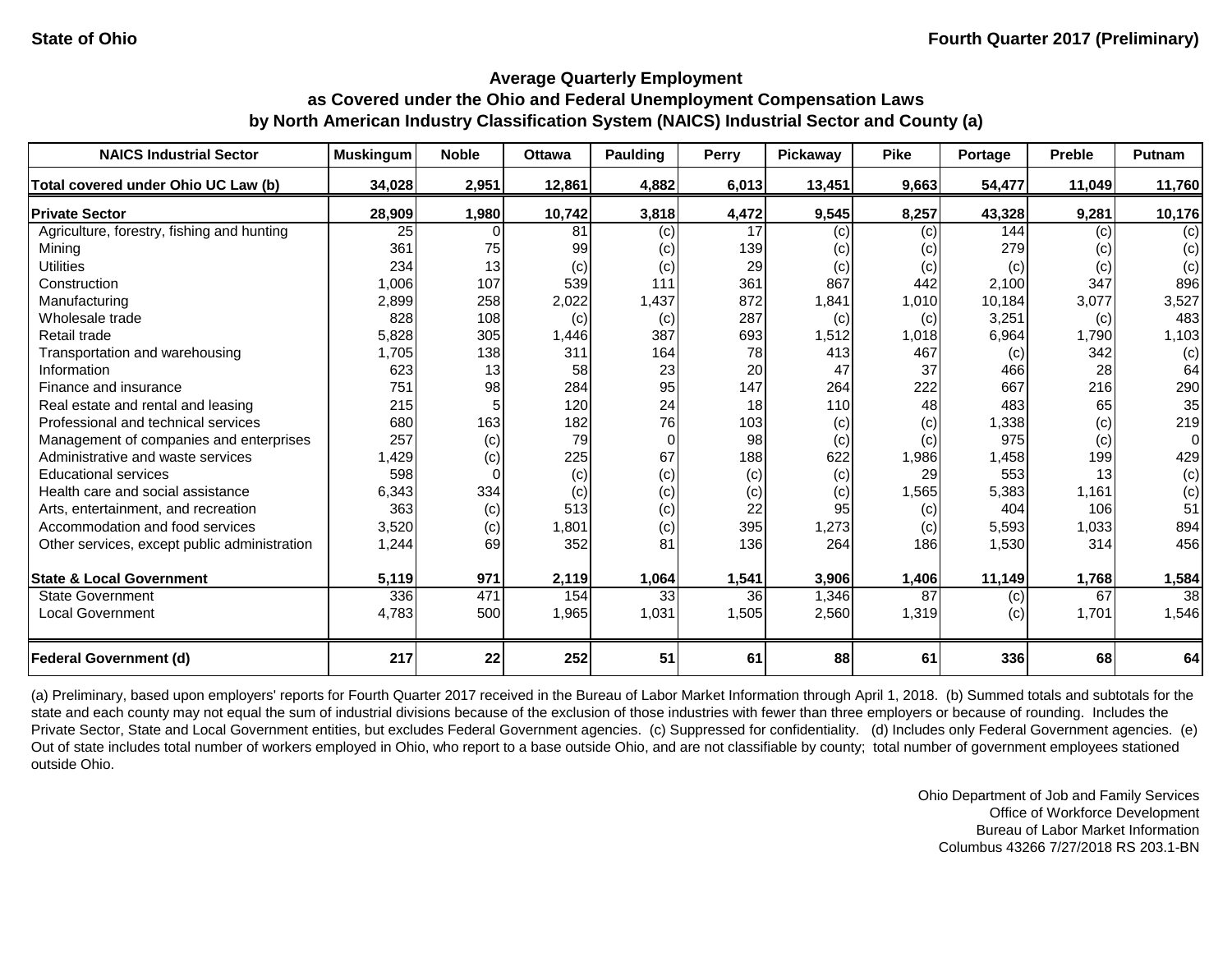State of Ohio — Fourth Quarter 2017 (Preliminary)

### Average Quarterly Employment
### as Covered under the Ohio and Federal Unemployment Compensation Laws
### by North American Industry Classification System (NAICS) Industrial Sector and County (a)

| NAICS Industrial Sector | Muskingum | Noble | Ottawa | Paulding | Perry | Pickaway | Pike | Portage | Preble | Putnam |
|---|---|---|---|---|---|---|---|---|---|---|
| **Total covered under Ohio UC Law (b)** | **34,028** | **2,951** | **12,861** | **4,882** | **6,013** | **13,451** | **9,663** | **54,477** | **11,049** | **11,760** |
| **Private Sector** | **28,909** | **1,980** | **10,742** | **3,818** | **4,472** | **9,545** | **8,257** | **43,328** | **9,281** | **10,176** |
| Agriculture, forestry, fishing and hunting | 25 | 0 | 81 | (c) | 17 | (c) | (c) | 144 | (c) | (c) |
| Mining | 361 | 75 | 99 | (c) | 139 | (c) | (c) | 279 | (c) | (c) |
| Utilities | 234 | 13 | (c) | (c) | 29 | (c) | (c) | (c) | (c) | (c) |
| Construction | 1,006 | 107 | 539 | 111 | 361 | 867 | 442 | 2,100 | 347 | 896 |
| Manufacturing | 2,899 | 258 | 2,022 | 1,437 | 872 | 1,841 | 1,010 | 10,184 | 3,077 | 3,527 |
| Wholesale trade | 828 | 108 | (c) | (c) | 287 | (c) | (c) | 3,251 | (c) | 483 |
| Retail trade | 5,828 | 305 | 1,446 | 387 | 693 | 1,512 | 1,018 | 6,964 | 1,790 | 1,103 |
| Transportation and warehousing | 1,705 | 138 | 311 | 164 | 78 | 413 | 467 | (c) | 342 | (c) |
| Information | 623 | 13 | 58 | 23 | 20 | 47 | 37 | 466 | 28 | 64 |
| Finance and insurance | 751 | 98 | 284 | 95 | 147 | 264 | 222 | 667 | 216 | 290 |
| Real estate and rental and leasing | 215 | 5 | 120 | 24 | 18 | 110 | 48 | 483 | 65 | 35 |
| Professional and technical services | 680 | 163 | 182 | 76 | 103 | (c) | (c) | 1,338 | (c) | 219 |
| Management of companies and enterprises | 257 | (c) | 79 | 0 | 98 | (c) | (c) | 975 | (c) | 0 |
| Administrative and waste services | 1,429 | (c) | 225 | 67 | 188 | 622 | 1,986 | 1,458 | 199 | 429 |
| Educational services | 598 | 0 | (c) | (c) | (c) | (c) | 29 | 553 | 13 | (c) |
| Health care and social assistance | 6,343 | 334 | (c) | (c) | (c) | (c) | 1,565 | 5,383 | 1,161 | (c) |
| Arts, entertainment, and recreation | 363 | (c) | 513 | (c) | 22 | 95 | (c) | 404 | 106 | 51 |
| Accommodation and food services | 3,520 | (c) | 1,801 | (c) | 395 | 1,273 | (c) | 5,593 | 1,033 | 894 |
| Other services, except public administration | 1,244 | 69 | 352 | 81 | 136 | 264 | 186 | 1,530 | 314 | 456 |
| **State & Local Government** | **5,119** | **971** | **2,119** | **1,064** | **1,541** | **3,906** | **1,406** | **11,149** | **1,768** | **1,584** |
| State Government | 336 | 471 | 154 | 33 | 36 | 1,346 | 87 | (c) | 67 | 38 |
| Local Government | 4,783 | 500 | 1,965 | 1,031 | 1,505 | 2,560 | 1,319 | (c) | 1,701 | 1,546 |
| **Federal Government (d)** | **217** | **22** | **252** | **51** | **61** | **88** | **61** | **336** | **68** | **64** |

(a) Preliminary, based upon employers' reports for Fourth Quarter 2017 received in the Bureau of Labor Market Information through April 1, 2018. (b) Summed totals and subtotals for the state and each county may not equal the sum of industrial divisions because of the exclusion of those industries with fewer than three employers or because of rounding. Includes the Private Sector, State and Local Government entities, but excludes Federal Government agencies. (c) Suppressed for confidentiality. (d) Includes only Federal Government agencies. (e) Out of state includes total number of workers employed in Ohio, who report to a base outside Ohio, and are not classifiable by county; total number of government employees stationed outside Ohio.

Ohio Department of Job and Family Services
Office of Workforce Development
Bureau of Labor Market Information
Columbus 43266 7/27/2018 RS 203.1-BN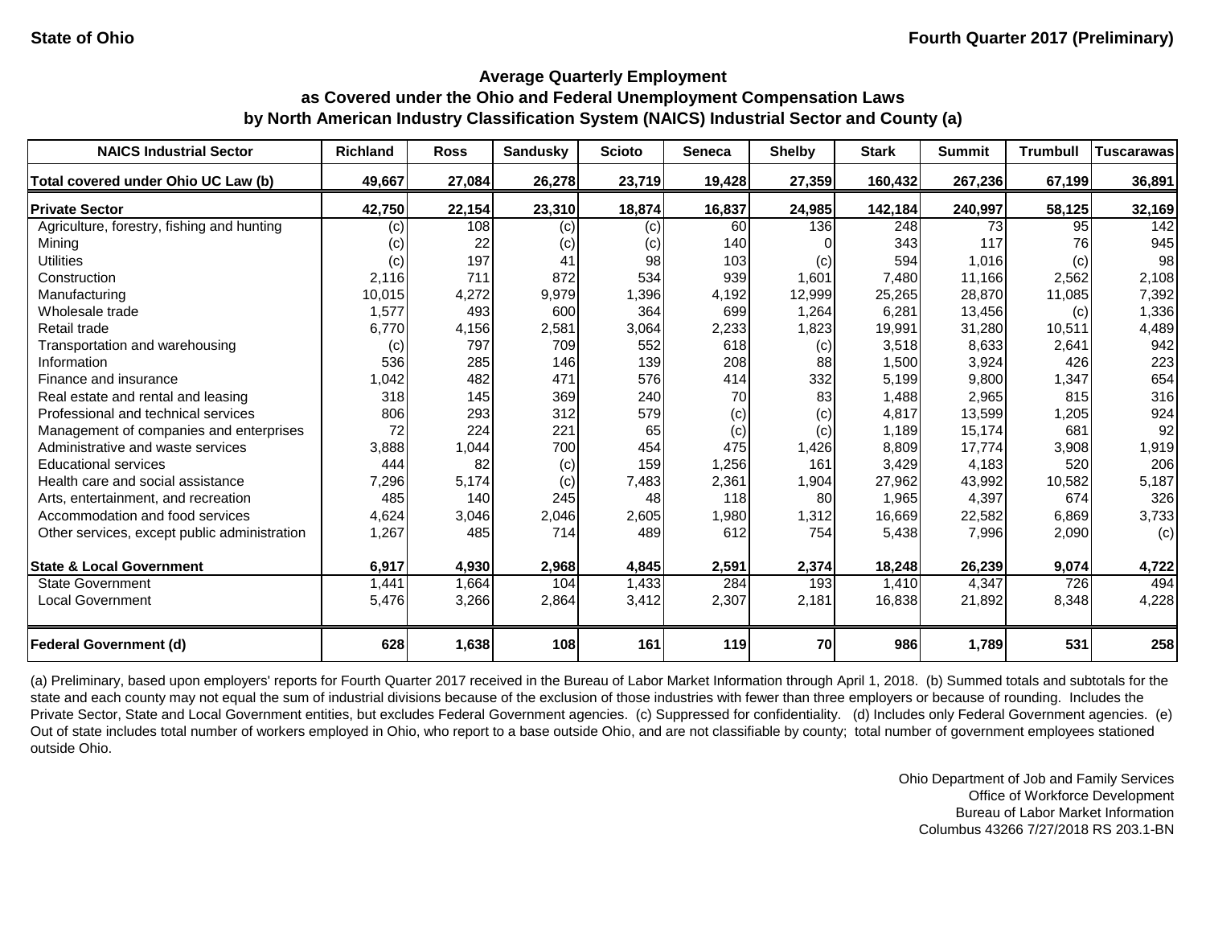State of Ohio

Fourth Quarter 2017 (Preliminary)

## Average Quarterly Employment as Covered under the Ohio and Federal Unemployment Compensation Laws by North American Industry Classification System (NAICS) Industrial Sector and County (a)

| NAICS Industrial Sector | Richland | Ross | Sandusky | Scioto | Seneca | Shelby | Stark | Summit | Trumbull | Tuscarawas |
|---|---|---|---|---|---|---|---|---|---|---|
| **Total covered under Ohio UC Law (b)** | **49,667** | **27,084** | **26,278** | **23,719** | **19,428** | **27,359** | **160,432** | **267,236** | **67,199** | **36,891** |
| **Private Sector** | **42,750** | **22,154** | **23,310** | **18,874** | **16,837** | **24,985** | **142,184** | **240,997** | **58,125** | **32,169** |
| Agriculture, forestry, fishing and hunting | (c) | 108 | (c) | (c) | 60 | 136 | 248 | 73 | 95 | 142 |
| Mining | (c) | 22 | (c) | (c) | 140 | 0 | 343 | 117 | 76 | 945 |
| Utilities | (c) | 197 | 41 | 98 | 103 | (c) | 594 | 1,016 | (c) | 98 |
| Construction | 2,116 | 711 | 872 | 534 | 939 | 1,601 | 7,480 | 11,166 | 2,562 | 2,108 |
| Manufacturing | 10,015 | 4,272 | 9,979 | 1,396 | 4,192 | 12,999 | 25,265 | 28,870 | 11,085 | 7,392 |
| Wholesale trade | 1,577 | 493 | 600 | 364 | 699 | 1,264 | 6,281 | 13,456 | (c) | 1,336 |
| Retail trade | 6,770 | 4,156 | 2,581 | 3,064 | 2,233 | 1,823 | 19,991 | 31,280 | 10,511 | 4,489 |
| Transportation and warehousing | (c) | 797 | 709 | 552 | 618 | (c) | 3,518 | 8,633 | 2,641 | 942 |
| Information | 536 | 285 | 146 | 139 | 208 | 88 | 1,500 | 3,924 | 426 | 223 |
| Finance and insurance | 1,042 | 482 | 471 | 576 | 414 | 332 | 5,199 | 9,800 | 1,347 | 654 |
| Real estate and rental and leasing | 318 | 145 | 369 | 240 | 70 | 83 | 1,488 | 2,965 | 815 | 316 |
| Professional and technical services | 806 | 293 | 312 | 579 | (c) | (c) | 4,817 | 13,599 | 1,205 | 924 |
| Management of companies and enterprises | 72 | 224 | 221 | 65 | (c) | (c) | 1,189 | 15,174 | 681 | 92 |
| Administrative and waste services | 3,888 | 1,044 | 700 | 454 | 475 | 1,426 | 8,809 | 17,774 | 3,908 | 1,919 |
| Educational services | 444 | 82 | (c) | 159 | 1,256 | 161 | 3,429 | 4,183 | 520 | 206 |
| Health care and social assistance | 7,296 | 5,174 | (c) | 7,483 | 2,361 | 1,904 | 27,962 | 43,992 | 10,582 | 5,187 |
| Arts, entertainment, and recreation | 485 | 140 | 245 | 48 | 118 | 80 | 1,965 | 4,397 | 674 | 326 |
| Accommodation and food services | 4,624 | 3,046 | 2,046 | 2,605 | 1,980 | 1,312 | 16,669 | 22,582 | 6,869 | 3,733 |
| Other services, except public administration | 1,267 | 485 | 714 | 489 | 612 | 754 | 5,438 | 7,996 | 2,090 | (c) |
| **State & Local Government** | **6,917** | **4,930** | **2,968** | **4,845** | **2,591** | **2,374** | **18,248** | **26,239** | **9,074** | **4,722** |
| State Government | 1,441 | 1,664 | 104 | 1,433 | 284 | 193 | 1,410 | 4,347 | 726 | 494 |
| Local Government | 5,476 | 3,266 | 2,864 | 3,412 | 2,307 | 2,181 | 16,838 | 21,892 | 8,348 | 4,228 |
| **Federal Government (d)** | **628** | **1,638** | **108** | **161** | **119** | **70** | **986** | **1,789** | **531** | **258** |

(a) Preliminary, based upon employers' reports for Fourth Quarter 2017 received in the Bureau of Labor Market Information through April 1, 2018. (b) Summed totals and subtotals for the state and each county may not equal the sum of industrial divisions because of the exclusion of those industries with fewer than three employers or because of rounding. Includes the Private Sector, State and Local Government entities, but excludes Federal Government agencies. (c) Suppressed for confidentiality. (d) Includes only Federal Government agencies. (e) Out of state includes total number of workers employed in Ohio, who report to a base outside Ohio, and are not classifiable by county; total number of government employees stationed outside Ohio.

Ohio Department of Job and Family Services
Office of Workforce Development
Bureau of Labor Market Information
Columbus 43266 7/27/2018 RS 203.1-BN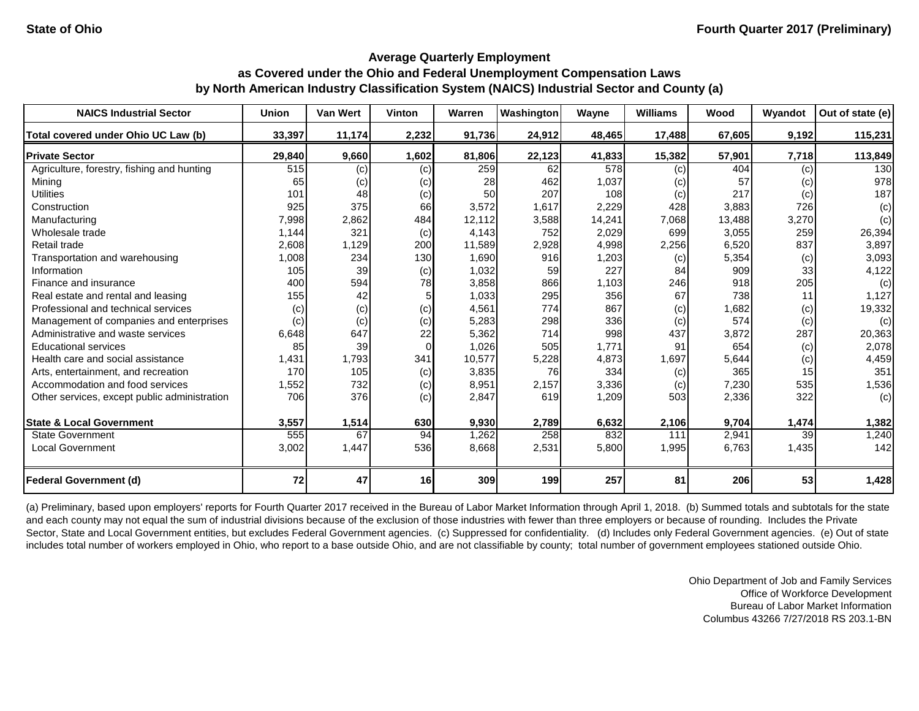**State of Ohio** | **Fourth Quarter 2017 (Preliminary)**

## Average Quarterly Employment as Covered under the Ohio and Federal Unemployment Compensation Laws by North American Industry Classification System (NAICS) Industrial Sector and County (a)

| NAICS Industrial Sector | Union | Van Wert | Vinton | Warren | Washington | Wayne | Williams | Wood | Wyandot | Out of state (e) |
|---|---|---|---|---|---|---|---|---|---|---|
| **Total covered under Ohio UC Law (b)** | **33,397** | **11,174** | **2,232** | **91,736** | **24,912** | **48,465** | **17,488** | **67,605** | **9,192** | **115,231** |
| **Private Sector** | **29,840** | **9,660** | **1,602** | **81,806** | **22,123** | **41,833** | **15,382** | **57,901** | **7,718** | **113,849** |
| Agriculture, forestry, fishing and hunting | 515 | (c) | (c) | 259 | 62 | 578 | (c) | 404 | (c) | 130 |
| Mining | 65 | (c) | (c) | 28 | 462 | 1,037 | (c) | 57 | (c) | 978 |
| Utilities | 101 | 48 | (c) | 50 | 207 | 108 | (c) | 217 | (c) | 187 |
| Construction | 925 | 375 | 66 | 3,572 | 1,617 | 2,229 | 428 | 3,883 | 726 | (c) |
| Manufacturing | 7,998 | 2,862 | 484 | 12,112 | 3,588 | 14,241 | 7,068 | 13,488 | 3,270 | (c) |
| Wholesale trade | 1,144 | 321 | (c) | 4,143 | 752 | 2,029 | 699 | 3,055 | 259 | 26,394 |
| Retail trade | 2,608 | 1,129 | 200 | 11,589 | 2,928 | 4,998 | 2,256 | 6,520 | 837 | 3,897 |
| Transportation and warehousing | 1,008 | 234 | 130 | 1,690 | 916 | 1,203 | (c) | 5,354 | (c) | 3,093 |
| Information | 105 | 39 | (c) | 1,032 | 59 | 227 | 84 | 909 | 33 | 4,122 |
| Finance and insurance | 400 | 594 | 78 | 3,858 | 866 | 1,103 | 246 | 918 | 205 | (c) |
| Real estate and rental and leasing | 155 | 42 | 5 | 1,033 | 295 | 356 | 67 | 738 | 11 | 1,127 |
| Professional and technical services | (c) | (c) | (c) | 4,561 | 774 | 867 | (c) | 1,682 | (c) | 19,332 |
| Management of companies and enterprises | (c) | (c) | (c) | 5,283 | 298 | 336 | (c) | 574 | (c) | (c) |
| Administrative and waste services | 6,648 | 647 | 22 | 5,362 | 714 | 998 | 437 | 3,872 | 287 | 20,363 |
| Educational services | 85 | 39 | 0 | 1,026 | 505 | 1,771 | 91 | 654 | (c) | 2,078 |
| Health care and social assistance | 1,431 | 1,793 | 341 | 10,577 | 5,228 | 4,873 | 1,697 | 5,644 | (c) | 4,459 |
| Arts, entertainment, and recreation | 170 | 105 | (c) | 3,835 | 76 | 334 | (c) | 365 | 15 | 351 |
| Accommodation and food services | 1,552 | 732 | (c) | 8,951 | 2,157 | 3,336 | (c) | 7,230 | 535 | 1,536 |
| Other services, except public administration | 706 | 376 | (c) | 2,847 | 619 | 1,209 | 503 | 2,336 | 322 | (c) |
| **State & Local Government** | **3,557** | **1,514** | **630** | **9,930** | **2,789** | **6,632** | **2,106** | **9,704** | **1,474** | **1,382** |
| State Government | 555 | 67 | 94 | 1,262 | 258 | 832 | 111 | 2,941 | 39 | 1,240 |
| Local Government | 3,002 | 1,447 | 536 | 8,668 | 2,531 | 5,800 | 1,995 | 6,763 | 1,435 | 142 |
| **Federal Government (d)** | **72** | **47** | **16** | **309** | **199** | **257** | **81** | **206** | **53** | **1,428** |

(a) Preliminary, based upon employers' reports for Fourth Quarter 2017 received in the Bureau of Labor Market Information through April 1, 2018. (b) Summed totals and subtotals for the state and each county may not equal the sum of industrial divisions because of the exclusion of those industries with fewer than three employers or because of rounding. Includes the Private Sector, State and Local Government entities, but excludes Federal Government agencies. (c) Suppressed for confidentiality. (d) Includes only Federal Government agencies. (e) Out of state includes total number of workers employed in Ohio, who report to a base outside Ohio, and are not classifiable by county; total number of government employees stationed outside Ohio.

Ohio Department of Job and Family Services
Office of Workforce Development
Bureau of Labor Market Information
Columbus 43266 7/27/2018 RS 203.1-BN